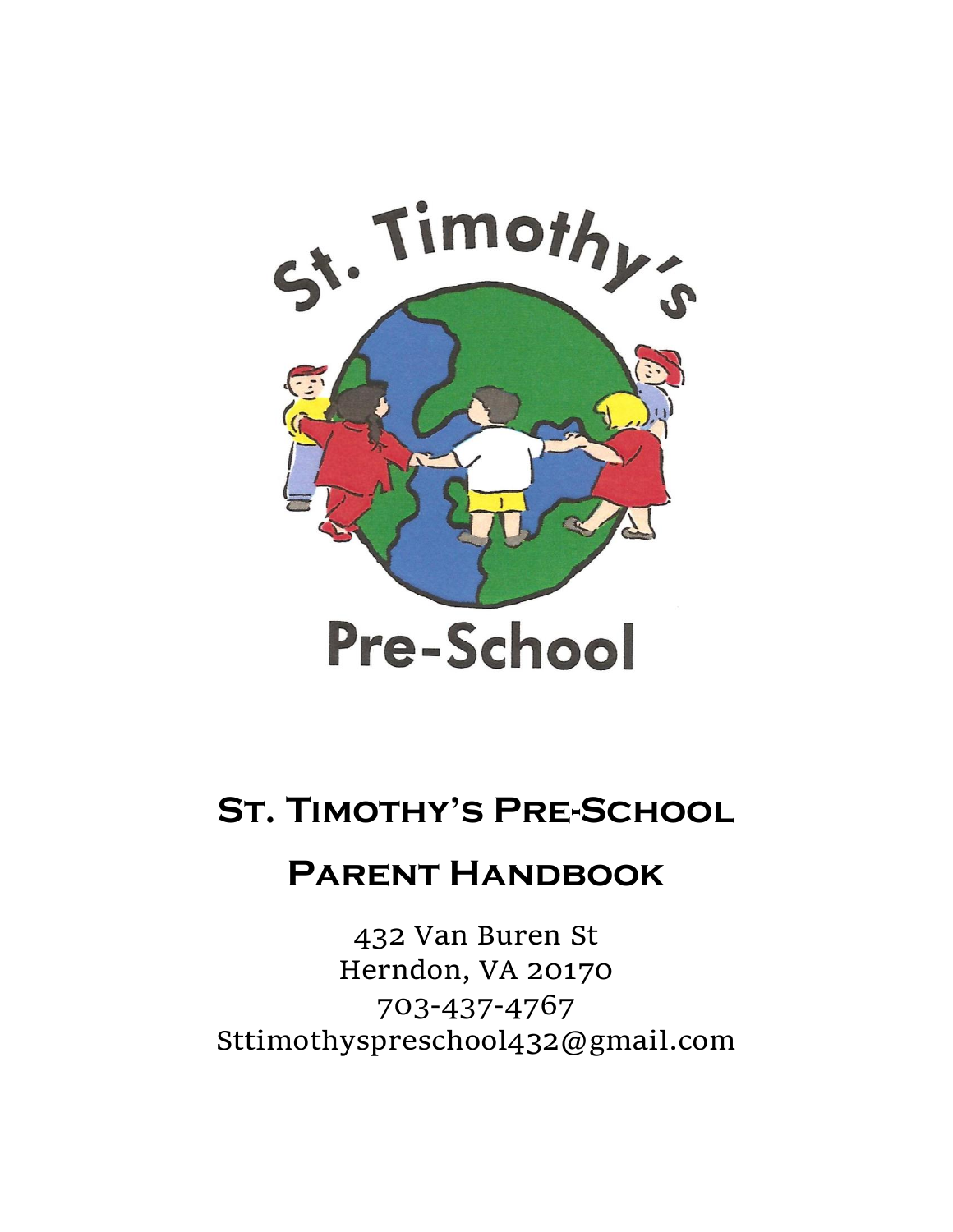# St. Timothy's Pre-School

## Parent Handbook

432 Van Buren St
Herndon, VA 20170
703-437-4767
Sttimothyspreschool432@gmail.com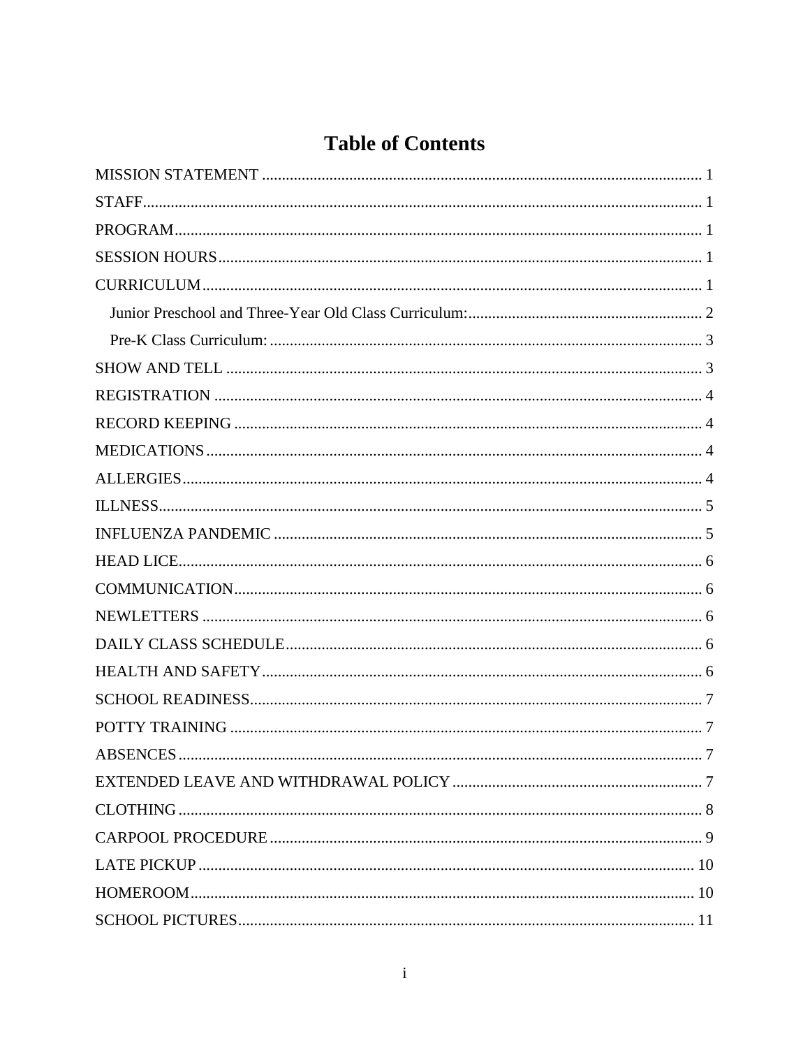# Table of Contents

MISSION STATEMENT ........................................................ 1

STAFF ........................................................ 1

PROGRAM ........................................................ 1

SESSION HOURS ........................................................ 1

CURRICULUM ........................................................ 1

- Junior Preschool and Three-Year Old Class Curriculum: ........................................................ 2
- Pre-K Class Curriculum: ........................................................ 3

SHOW AND TELL ........................................................ 3

REGISTRATION ........................................................ 4

RECORD KEEPING ........................................................ 4

MEDICATIONS ........................................................ 4

ALLERGIES ........................................................ 4

ILLNESS ........................................................ 5

INFLUENZA PANDEMIC ........................................................ 5

HEAD LICE ........................................................ 6

COMMUNICATION ........................................................ 6

NEWLETTERS ........................................................ 6

DAILY CLASS SCHEDULE ........................................................ 6

HEALTH AND SAFETY ........................................................ 6

SCHOOL READINESS ........................................................ 7

POTTY TRAINING ........................................................ 7

ABSENCES ........................................................ 7

EXTENDED LEAVE AND WITHDRAWAL POLICY ........................................................ 7

CLOTHING ........................................................ 8

CARPOOL PROCEDURE ........................................................ 9

LATE PICKUP ........................................................ 10

HOMEROOM ........................................................ 10

SCHOOL PICTURES ........................................................ 11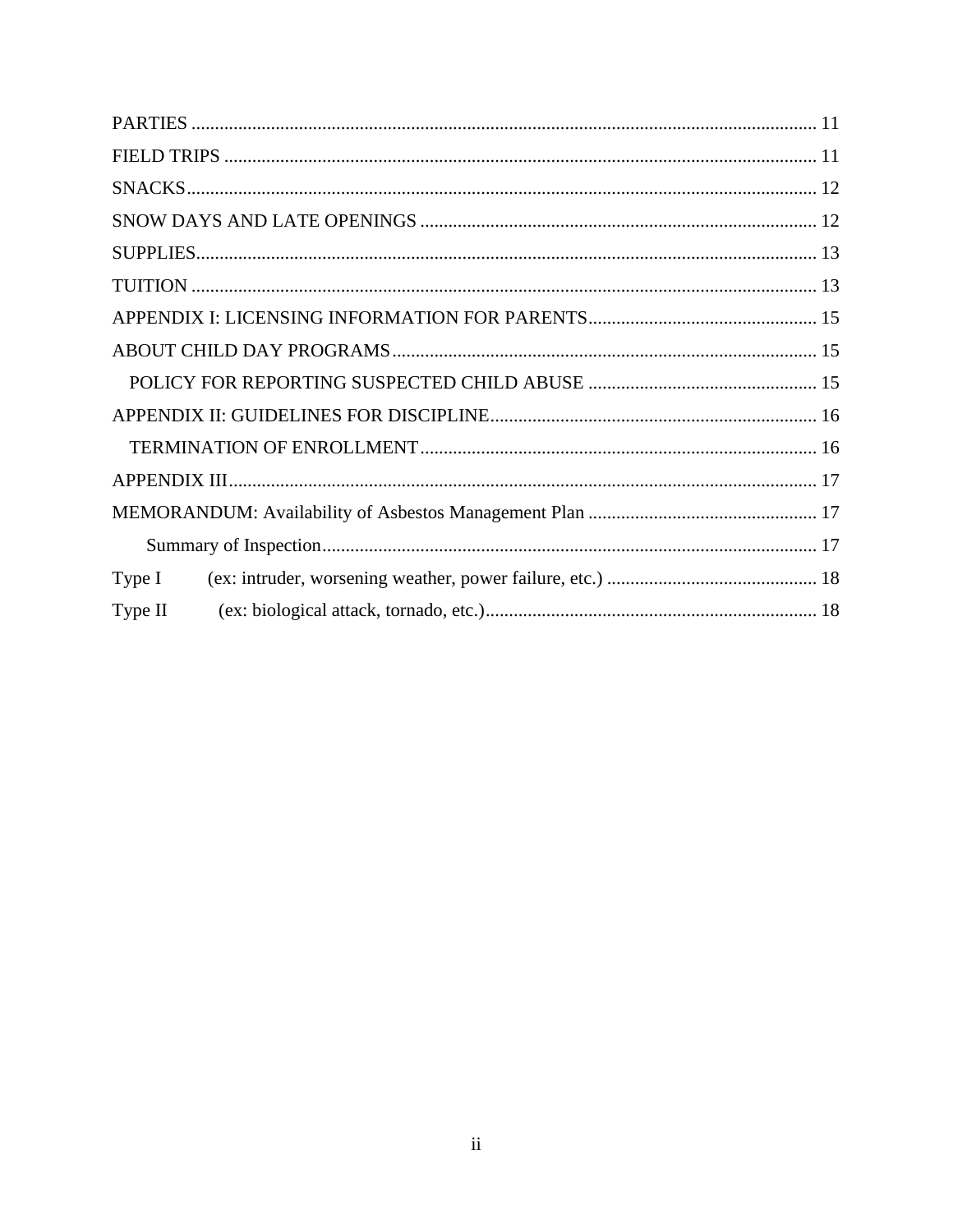PARTIES ..................................................................................................................... 11

FIELD TRIPS ............................................................................................................... 11

SNACKS....................................................................................................................... 12

SNOW DAYS AND LATE OPENINGS ..................................................................... 12

SUPPLIES.................................................................................................................... 13

TUITION ..................................................................................................................... 13

APPENDIX I: LICENSING INFORMATION FOR PARENTS................................................. 15

ABOUT CHILD DAY PROGRAMS........................................................................... 15

- POLICY FOR REPORTING SUSPECTED CHILD ABUSE ................................................. 15

APPENDIX II: GUIDELINES FOR DISCIPLINE...................................................................... 16

- TERMINATION OF ENROLLMENT..................................................................................... 16

APPENDIX III.............................................................................................................. 17

MEMORANDUM: Availability of Asbestos Management Plan ................................................. 17

- Summary of Inspection.......................................................................................................... 17

Type I (ex: intruder, worsening weather, power failure, etc.) ............................................. 18

Type II (ex: biological attack, tornado, etc.)....................................................................... 18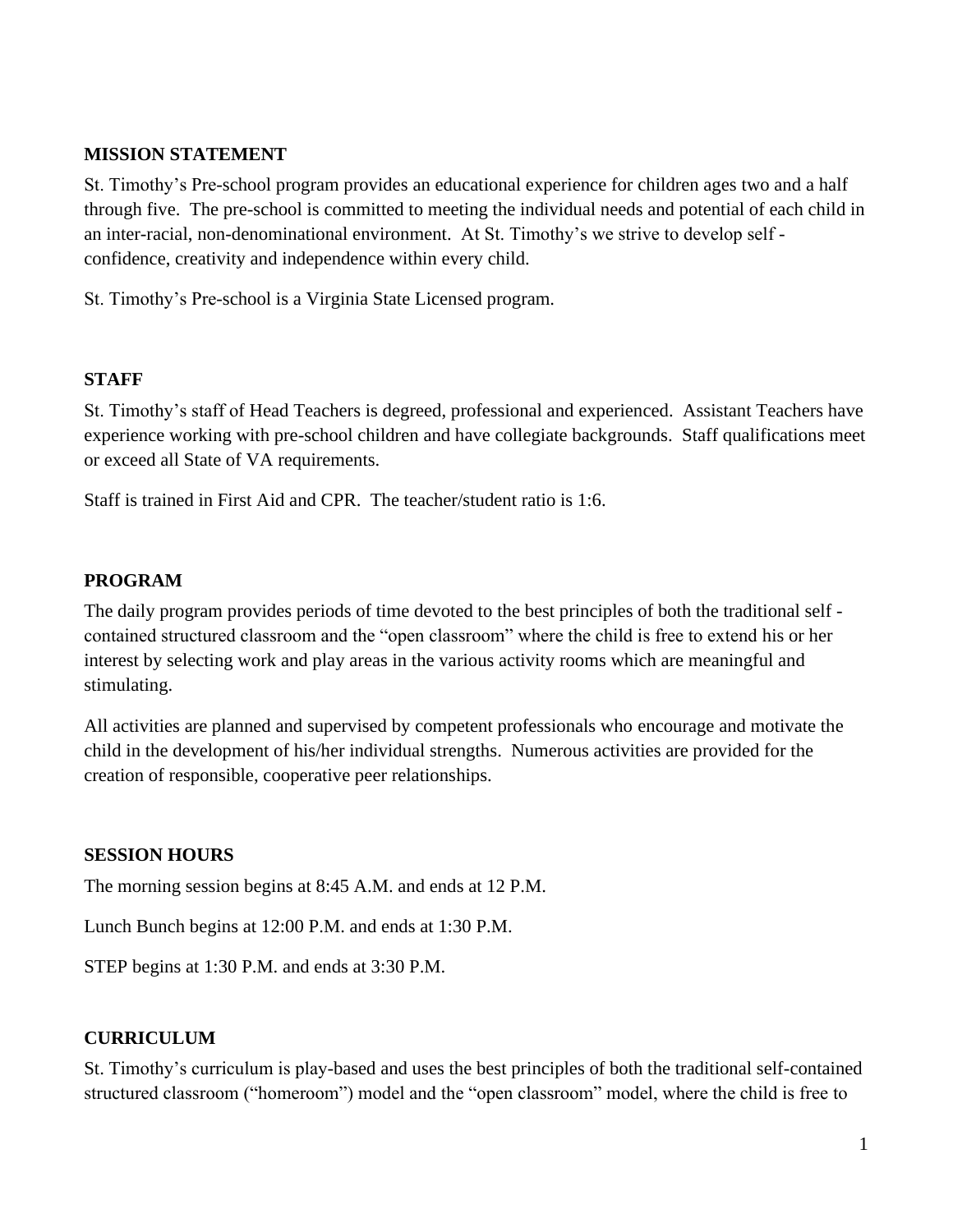## MISSION STATEMENT

St. Timothy's Pre-school program provides an educational experience for children ages two and a half through five. The pre-school is committed to meeting the individual needs and potential of each child in an inter-racial, non-denominational environment. At St. Timothy's we strive to develop self - confidence, creativity and independence within every child.

St. Timothy's Pre-school is a Virginia State Licensed program.

## STAFF

St. Timothy's staff of Head Teachers is degreed, professional and experienced. Assistant Teachers have experience working with pre-school children and have collegiate backgrounds. Staff qualifications meet or exceed all State of VA requirements.

Staff is trained in First Aid and CPR. The teacher/student ratio is 1:6.

## PROGRAM

The daily program provides periods of time devoted to the best principles of both the traditional self - contained structured classroom and the "open classroom" where the child is free to extend his or her interest by selecting work and play areas in the various activity rooms which are meaningful and stimulating.

All activities are planned and supervised by competent professionals who encourage and motivate the child in the development of his/her individual strengths. Numerous activities are provided for the creation of responsible, cooperative peer relationships.

## SESSION HOURS

The morning session begins at 8:45 A.M. and ends at 12 P.M.

Lunch Bunch begins at 12:00 P.M. and ends at 1:30 P.M.

STEP begins at 1:30 P.M. and ends at 3:30 P.M.

## CURRICULUM

St. Timothy's curriculum is play-based and uses the best principles of both the traditional self-contained structured classroom ("homeroom") model and the "open classroom" model, where the child is free to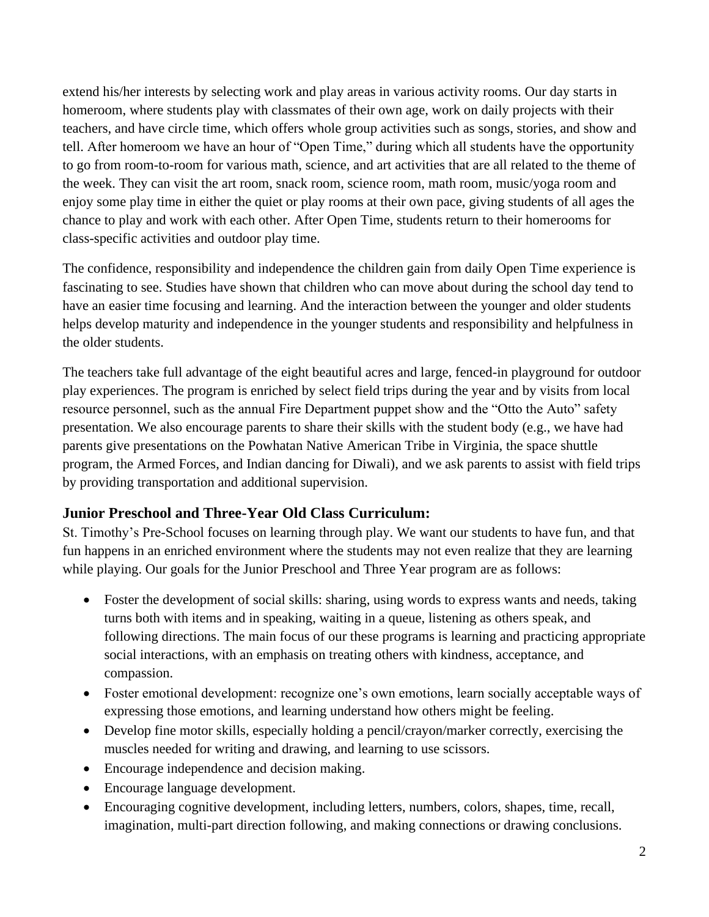extend his/her interests by selecting work and play areas in various activity rooms. Our day starts in homeroom, where students play with classmates of their own age, work on daily projects with their teachers, and have circle time, which offers whole group activities such as songs, stories, and show and tell. After homeroom we have an hour of "Open Time," during which all students have the opportunity to go from room-to-room for various math, science, and art activities that are all related to the theme of the week. They can visit the art room, snack room, science room, math room, music/yoga room and enjoy some play time in either the quiet or play rooms at their own pace, giving students of all ages the chance to play and work with each other. After Open Time, students return to their homerooms for class-specific activities and outdoor play time.

The confidence, responsibility and independence the children gain from daily Open Time experience is fascinating to see. Studies have shown that children who can move about during the school day tend to have an easier time focusing and learning. And the interaction between the younger and older students helps develop maturity and independence in the younger students and responsibility and helpfulness in the older students.

The teachers take full advantage of the eight beautiful acres and large, fenced-in playground for outdoor play experiences. The program is enriched by select field trips during the year and by visits from local resource personnel, such as the annual Fire Department puppet show and the "Otto the Auto" safety presentation. We also encourage parents to share their skills with the student body (e.g., we have had parents give presentations on the Powhatan Native American Tribe in Virginia, the space shuttle program, the Armed Forces, and Indian dancing for Diwali), and we ask parents to assist with field trips by providing transportation and additional supervision.

### Junior Preschool and Three-Year Old Class Curriculum:

St. Timothy's Pre-School focuses on learning through play. We want our students to have fun, and that fun happens in an enriched environment where the students may not even realize that they are learning while playing. Our goals for the Junior Preschool and Three Year program are as follows:

- Foster the development of social skills: sharing, using words to express wants and needs, taking turns both with items and in speaking, waiting in a queue, listening as others speak, and following directions. The main focus of our these programs is learning and practicing appropriate social interactions, with an emphasis on treating others with kindness, acceptance, and compassion.
- Foster emotional development: recognize one's own emotions, learn socially acceptable ways of expressing those emotions, and learning understand how others might be feeling.
- Develop fine motor skills, especially holding a pencil/crayon/marker correctly, exercising the muscles needed for writing and drawing, and learning to use scissors.
- Encourage independence and decision making.
- Encourage language development.
- Encouraging cognitive development, including letters, numbers, colors, shapes, time, recall, imagination, multi-part direction following, and making connections or drawing conclusions.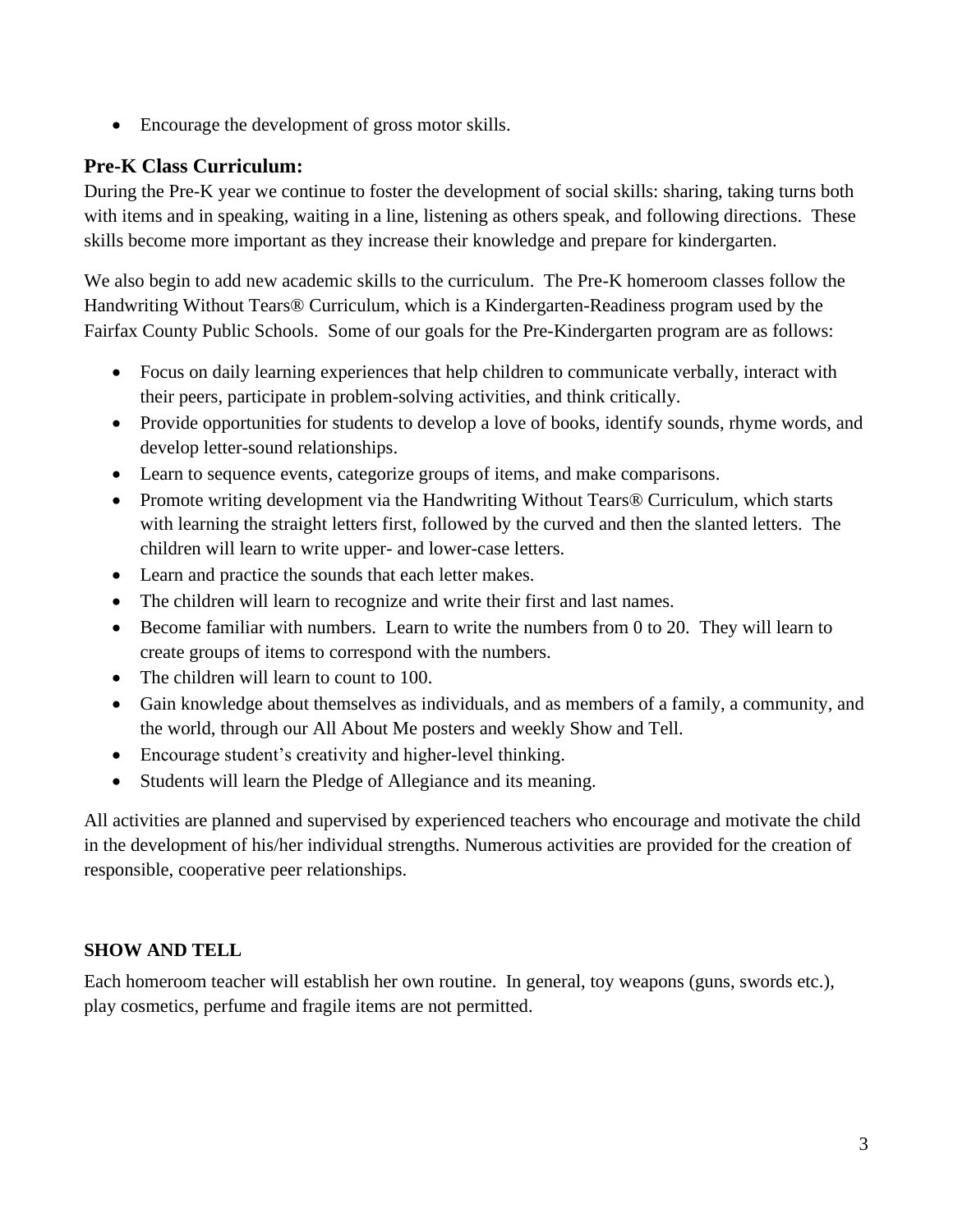- Encourage the development of gross motor skills.

## Pre-K Class Curriculum:

During the Pre-K year we continue to foster the development of social skills: sharing, taking turns both with items and in speaking, waiting in a line, listening as others speak, and following directions. These skills become more important as they increase their knowledge and prepare for kindergarten.

We also begin to add new academic skills to the curriculum. The Pre-K homeroom classes follow the Handwriting Without Tears® Curriculum, which is a Kindergarten-Readiness program used by the Fairfax County Public Schools. Some of our goals for the Pre-Kindergarten program are as follows:

- Focus on daily learning experiences that help children to communicate verbally, interact with their peers, participate in problem-solving activities, and think critically.
- Provide opportunities for students to develop a love of books, identify sounds, rhyme words, and develop letter-sound relationships.
- Learn to sequence events, categorize groups of items, and make comparisons.
- Promote writing development via the Handwriting Without Tears® Curriculum, which starts with learning the straight letters first, followed by the curved and then the slanted letters. The children will learn to write upper- and lower-case letters.
- Learn and practice the sounds that each letter makes.
- The children will learn to recognize and write their first and last names.
- Become familiar with numbers. Learn to write the numbers from 0 to 20. They will learn to create groups of items to correspond with the numbers.
- The children will learn to count to 100.
- Gain knowledge about themselves as individuals, and as members of a family, a community, and the world, through our All About Me posters and weekly Show and Tell.
- Encourage student's creativity and higher-level thinking.
- Students will learn the Pledge of Allegiance and its meaning.

All activities are planned and supervised by experienced teachers who encourage and motivate the child in the development of his/her individual strengths. Numerous activities are provided for the creation of responsible, cooperative peer relationships.

**SHOW AND TELL**

Each homeroom teacher will establish her own routine. In general, toy weapons (guns, swords etc.), play cosmetics, perfume and fragile items are not permitted.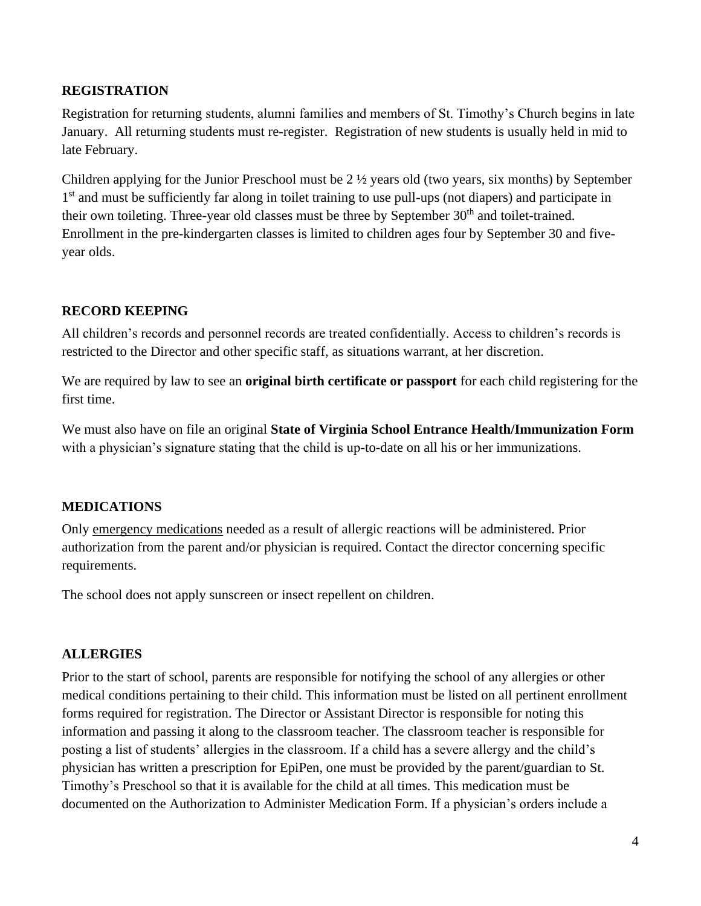## REGISTRATION

Registration for returning students, alumni families and members of St. Timothy's Church begins in late January. All returning students must re-register. Registration of new students is usually held in mid to late February.

Children applying for the Junior Preschool must be 2 ½ years old (two years, six months) by September 1st and must be sufficiently far along in toilet training to use pull-ups (not diapers) and participate in their own toileting. Three-year old classes must be three by September 30th and toilet-trained. Enrollment in the pre-kindergarten classes is limited to children ages four by September 30 and five-year olds.

## RECORD KEEPING

All children's records and personnel records are treated confidentially. Access to children's records is restricted to the Director and other specific staff, as situations warrant, at her discretion.

We are required by law to see an **original birth certificate or passport** for each child registering for the first time.

We must also have on file an original **State of Virginia School Entrance Health/Immunization Form** with a physician's signature stating that the child is up-to-date on all his or her immunizations.

## MEDICATIONS

Only emergency medications needed as a result of allergic reactions will be administered. Prior authorization from the parent and/or physician is required. Contact the director concerning specific requirements.

The school does not apply sunscreen or insect repellent on children.

## ALLERGIES

Prior to the start of school, parents are responsible for notifying the school of any allergies or other medical conditions pertaining to their child. This information must be listed on all pertinent enrollment forms required for registration. The Director or Assistant Director is responsible for noting this information and passing it along to the classroom teacher. The classroom teacher is responsible for posting a list of students' allergies in the classroom. If a child has a severe allergy and the child's physician has written a prescription for EpiPen, one must be provided by the parent/guardian to St. Timothy's Preschool so that it is available for the child at all times. This medication must be documented on the Authorization to Administer Medication Form. If a physician's orders include a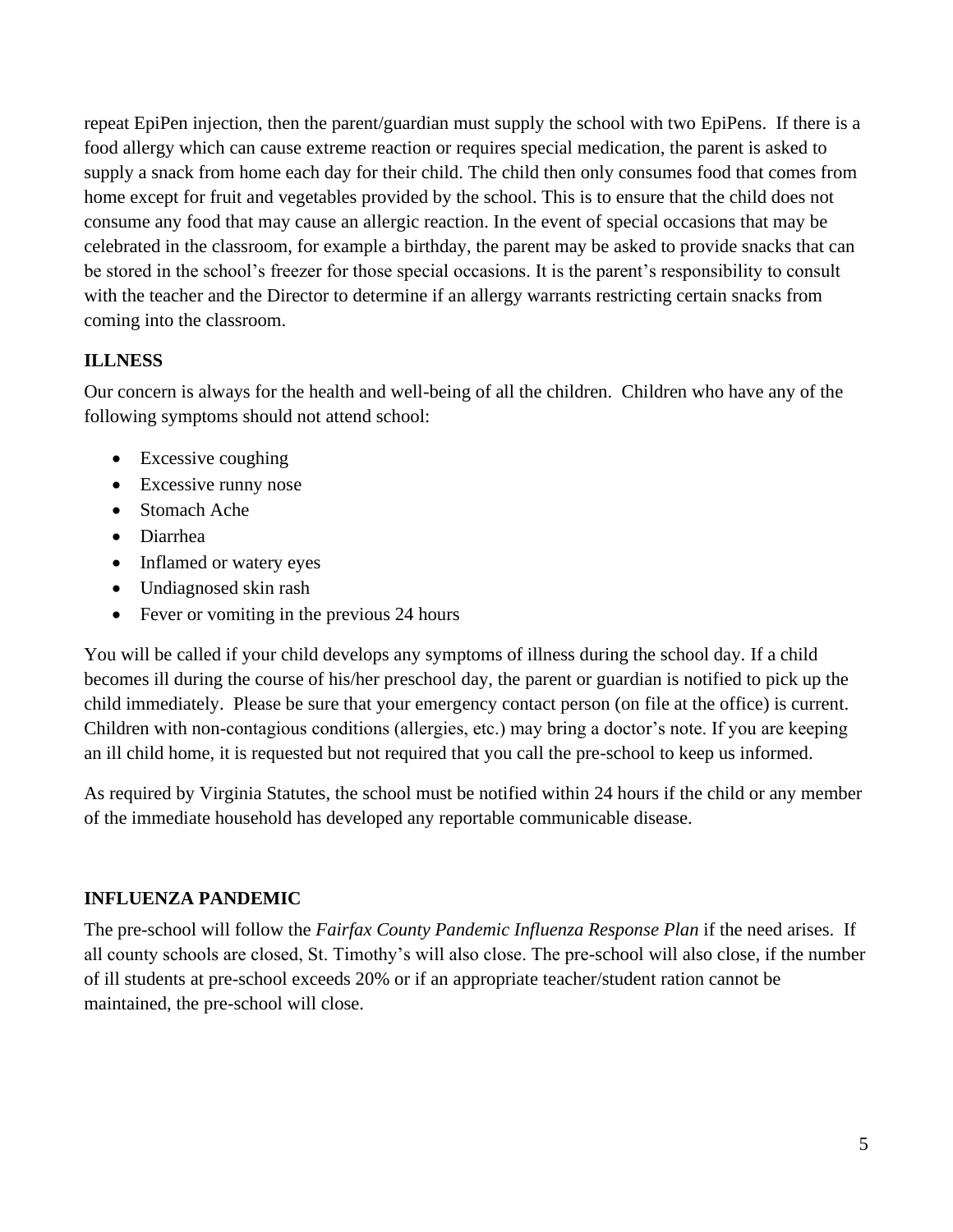repeat EpiPen injection, then the parent/guardian must supply the school with two EpiPens. If there is a food allergy which can cause extreme reaction or requires special medication, the parent is asked to supply a snack from home each day for their child. The child then only consumes food that comes from home except for fruit and vegetables provided by the school. This is to ensure that the child does not consume any food that may cause an allergic reaction. In the event of special occasions that may be celebrated in the classroom, for example a birthday, the parent may be asked to provide snacks that can be stored in the school's freezer for those special occasions. It is the parent's responsibility to consult with the teacher and the Director to determine if an allergy warrants restricting certain snacks from coming into the classroom.

**ILLNESS**

Our concern is always for the health and well-being of all the children. Children who have any of the following symptoms should not attend school:

- Excessive coughing
- Excessive runny nose
- Stomach Ache
- Diarrhea
- Inflamed or watery eyes
- Undiagnosed skin rash
- Fever or vomiting in the previous 24 hours

You will be called if your child develops any symptoms of illness during the school day. If a child becomes ill during the course of his/her preschool day, the parent or guardian is notified to pick up the child immediately. Please be sure that your emergency contact person (on file at the office) is current. Children with non-contagious conditions (allergies, etc.) may bring a doctor's note. If you are keeping an ill child home, it is requested but not required that you call the pre-school to keep us informed.

As required by Virginia Statutes, the school must be notified within 24 hours if the child or any member of the immediate household has developed any reportable communicable disease.

**INFLUENZA PANDEMIC**

The pre-school will follow the *Fairfax County Pandemic Influenza Response Plan* if the need arises. If all county schools are closed, St. Timothy's will also close. The pre-school will also close, if the number of ill students at pre-school exceeds 20% or if an appropriate teacher/student ration cannot be maintained, the pre-school will close.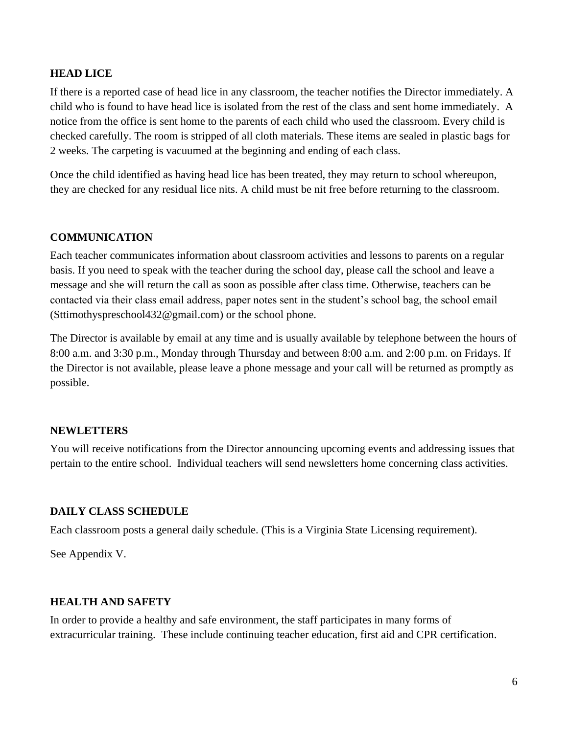**HEAD LICE**

If there is a reported case of head lice in any classroom, the teacher notifies the Director immediately. A child who is found to have head lice is isolated from the rest of the class and sent home immediately. A notice from the office is sent home to the parents of each child who used the classroom. Every child is checked carefully. The room is stripped of all cloth materials. These items are sealed in plastic bags for 2 weeks. The carpeting is vacuumed at the beginning and ending of each class.

Once the child identified as having head lice has been treated, they may return to school whereupon, they are checked for any residual lice nits. A child must be nit free before returning to the classroom.

**COMMUNICATION**

Each teacher communicates information about classroom activities and lessons to parents on a regular basis. If you need to speak with the teacher during the school day, please call the school and leave a message and she will return the call as soon as possible after class time. Otherwise, teachers can be contacted via their class email address, paper notes sent in the student's school bag, the school email (Sttimothyspreschool432@gmail.com) or the school phone.

The Director is available by email at any time and is usually available by telephone between the hours of 8:00 a.m. and 3:30 p.m., Monday through Thursday and between 8:00 a.m. and 2:00 p.m. on Fridays. If the Director is not available, please leave a phone message and your call will be returned as promptly as possible.

**NEWLETTERS**

You will receive notifications from the Director announcing upcoming events and addressing issues that pertain to the entire school. Individual teachers will send newsletters home concerning class activities.

**DAILY CLASS SCHEDULE**

Each classroom posts a general daily schedule. (This is a Virginia State Licensing requirement).

See Appendix V.

**HEALTH AND SAFETY**

In order to provide a healthy and safe environment, the staff participates in many forms of extracurricular training. These include continuing teacher education, first aid and CPR certification.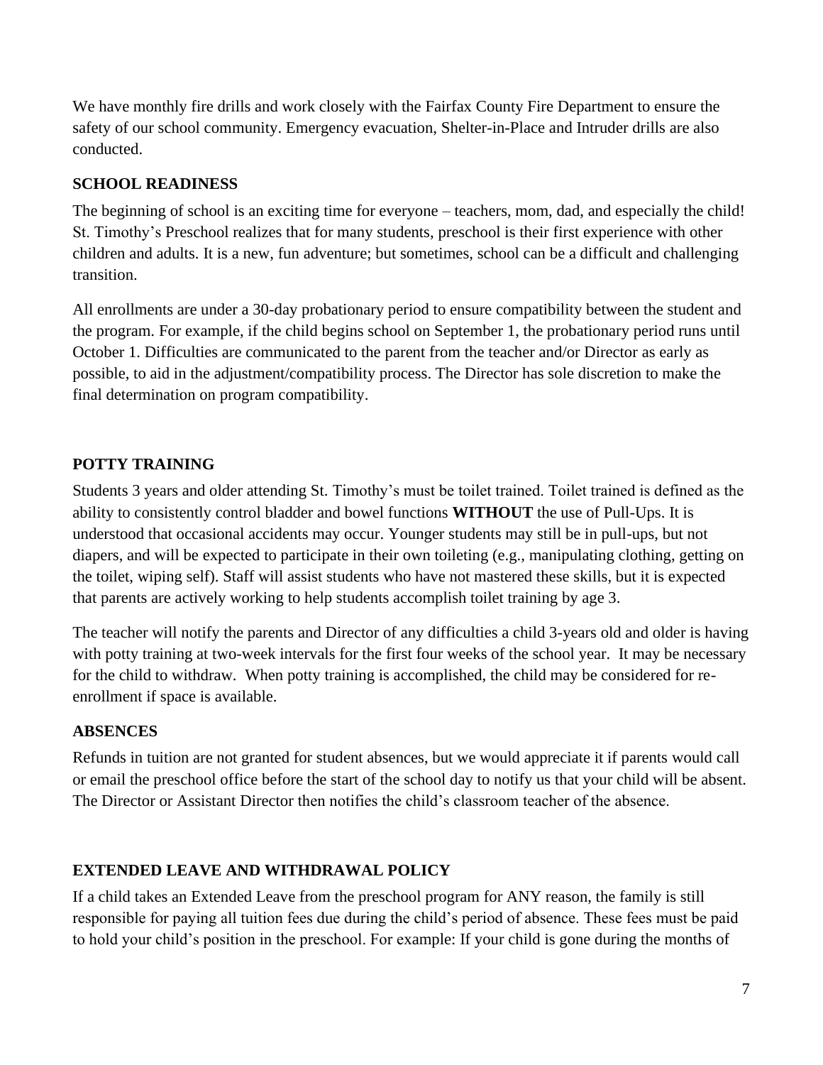We have monthly fire drills and work closely with the Fairfax County Fire Department to ensure the safety of our school community. Emergency evacuation, Shelter-in-Place and Intruder drills are also conducted.

## SCHOOL READINESS

The beginning of school is an exciting time for everyone – teachers, mom, dad, and especially the child! St. Timothy's Preschool realizes that for many students, preschool is their first experience with other children and adults. It is a new, fun adventure; but sometimes, school can be a difficult and challenging transition.

All enrollments are under a 30-day probationary period to ensure compatibility between the student and the program. For example, if the child begins school on September 1, the probationary period runs until October 1. Difficulties are communicated to the parent from the teacher and/or Director as early as possible, to aid in the adjustment/compatibility process. The Director has sole discretion to make the final determination on program compatibility.

## POTTY TRAINING

Students 3 years and older attending St. Timothy's must be toilet trained. Toilet trained is defined as the ability to consistently control bladder and bowel functions **WITHOUT** the use of Pull-Ups. It is understood that occasional accidents may occur. Younger students may still be in pull-ups, but not diapers, and will be expected to participate in their own toileting (e.g., manipulating clothing, getting on the toilet, wiping self). Staff will assist students who have not mastered these skills, but it is expected that parents are actively working to help students accomplish toilet training by age 3.

The teacher will notify the parents and Director of any difficulties a child 3-years old and older is having with potty training at two-week intervals for the first four weeks of the school year. It may be necessary for the child to withdraw. When potty training is accomplished, the child may be considered for re-enrollment if space is available.

## ABSENCES

Refunds in tuition are not granted for student absences, but we would appreciate it if parents would call or email the preschool office before the start of the school day to notify us that your child will be absent. The Director or Assistant Director then notifies the child's classroom teacher of the absence.

## EXTENDED LEAVE AND WITHDRAWAL POLICY

If a child takes an Extended Leave from the preschool program for ANY reason, the family is still responsible for paying all tuition fees due during the child's period of absence. These fees must be paid to hold your child's position in the preschool. For example: If your child is gone during the months of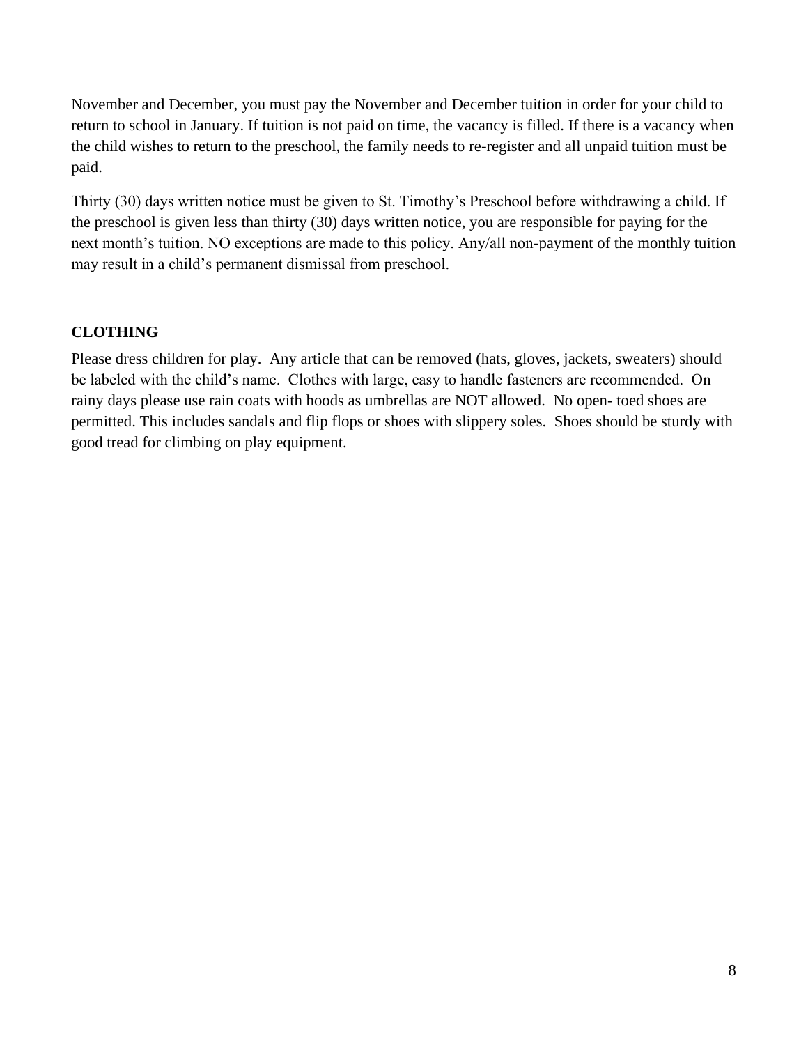November and December, you must pay the November and December tuition in order for your child to return to school in January. If tuition is not paid on time, the vacancy is filled. If there is a vacancy when the child wishes to return to the preschool, the family needs to re-register and all unpaid tuition must be paid.

Thirty (30) days written notice must be given to St. Timothy's Preschool before withdrawing a child. If the preschool is given less than thirty (30) days written notice, you are responsible for paying for the next month's tuition. NO exceptions are made to this policy. Any/all non-payment of the monthly tuition may result in a child's permanent dismissal from preschool.

**CLOTHING**

Please dress children for play. Any article that can be removed (hats, gloves, jackets, sweaters) should be labeled with the child's name. Clothes with large, easy to handle fasteners are recommended. On rainy days please use rain coats with hoods as umbrellas are NOT allowed. No open- toed shoes are permitted. This includes sandals and flip flops or shoes with slippery soles. Shoes should be sturdy with good tread for climbing on play equipment.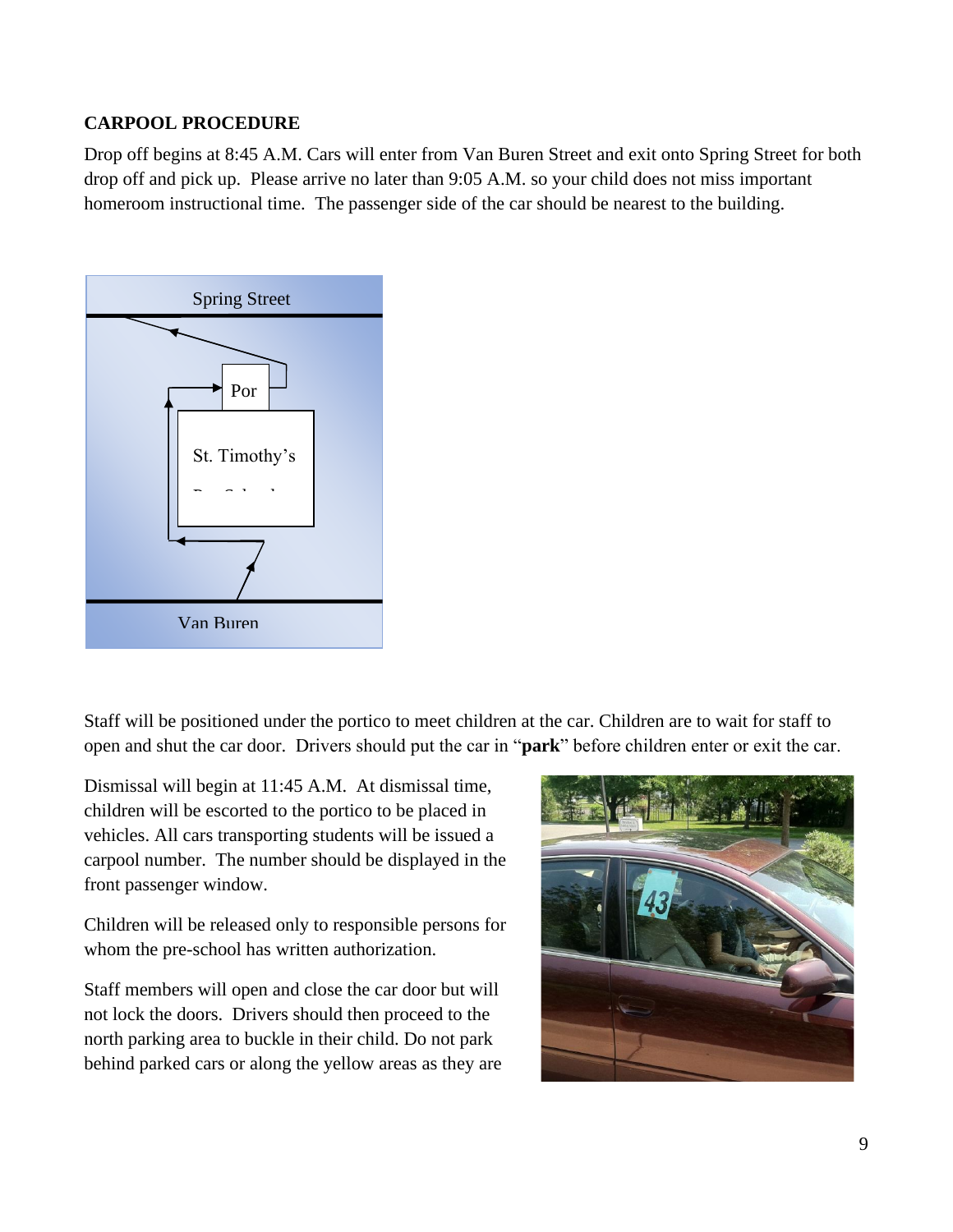**CARPOOL PROCEDURE**

Drop off begins at 8:45 A.M. Cars will enter from Van Buren Street and exit onto Spring Street for both drop off and pick up. Please arrive no later than 9:05 A.M. so your child does not miss important homeroom instructional time. The passenger side of the car should be nearest to the building.

Spring Street

Por

St. Timothy's

Van Buren

Staff will be positioned under the portico to meet children at the car. Children are to wait for staff to open and shut the car door. Drivers should put the car in "**park**" before children enter or exit the car.

Dismissal will begin at 11:45 A.M. At dismissal time, children will be escorted to the portico to be placed in vehicles. All cars transporting students will be issued a carpool number. The number should be displayed in the front passenger window.

Children will be released only to responsible persons for whom the pre-school has written authorization.

Staff members will open and close the car door but will not lock the doors. Drivers should then proceed to the north parking area to buckle in their child. Do not park behind parked cars or along the yellow areas as they are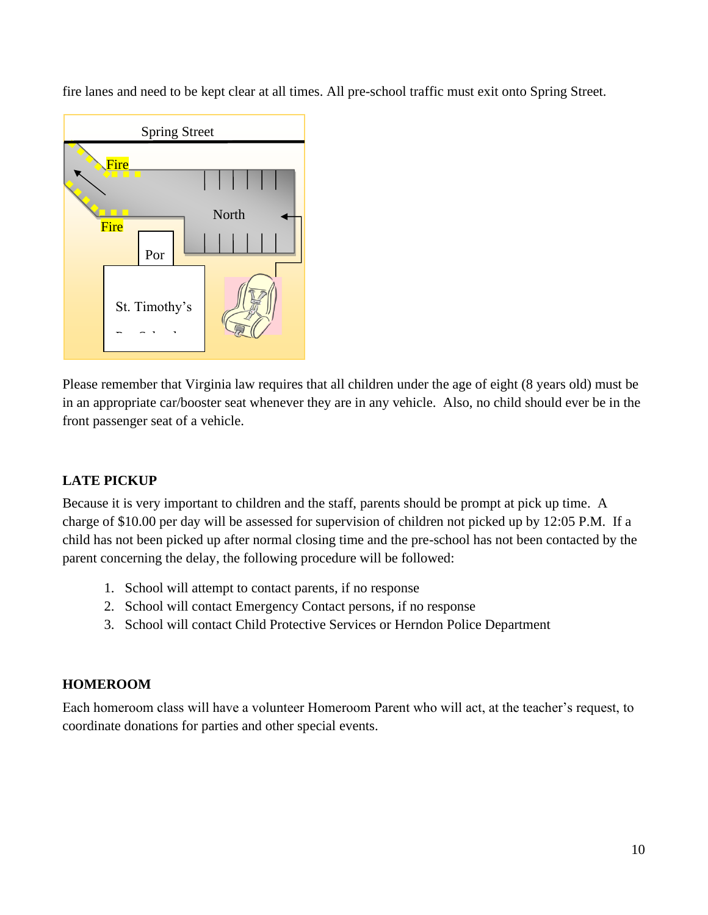fire lanes and need to be kept clear at all times. All pre-school traffic must exit onto Spring Street.

Spring Street

Fire

Fire

North

Por

St. Timothy's

Please remember that Virginia law requires that all children under the age of eight (8 years old) must be in an appropriate car/booster seat whenever they are in any vehicle. Also, no child should ever be in the front passenger seat of a vehicle.

**LATE PICKUP**

Because it is very important to children and the staff, parents should be prompt at pick up time. A charge of $10.00 per day will be assessed for supervision of children not picked up by 12:05 P.M. If a child has not been picked up after normal closing time and the pre-school has not been contacted by the parent concerning the delay, the following procedure will be followed:

1. School will attempt to contact parents, if no response
2. School will contact Emergency Contact persons, if no response
3. School will contact Child Protective Services or Herndon Police Department

**HOMEROOM**

Each homeroom class will have a volunteer Homeroom Parent who will act, at the teacher's request, to coordinate donations for parties and other special events.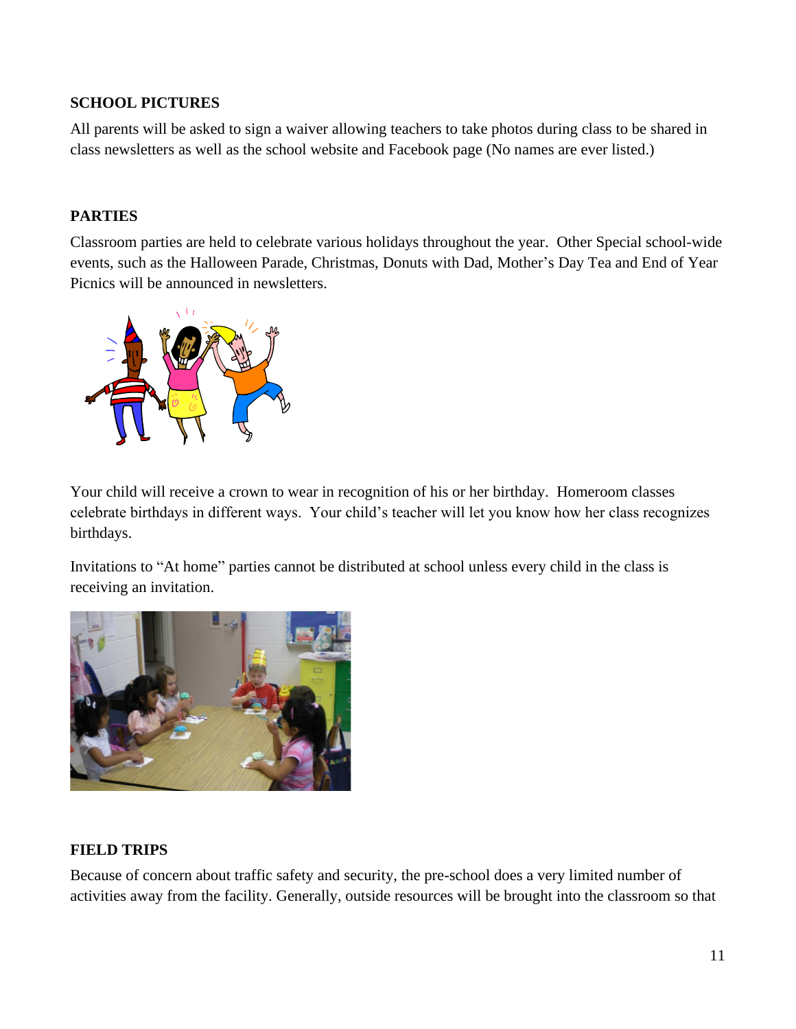## SCHOOL PICTURES

All parents will be asked to sign a waiver allowing teachers to take photos during class to be shared in class newsletters as well as the school website and Facebook page (No names are ever listed.)

## PARTIES

Classroom parties are held to celebrate various holidays throughout the year. Other Special school-wide events, such as the Halloween Parade, Christmas, Donuts with Dad, Mother's Day Tea and End of Year Picnics will be announced in newsletters.

Your child will receive a crown to wear in recognition of his or her birthday. Homeroom classes celebrate birthdays in different ways. Your child's teacher will let you know how her class recognizes birthdays.

Invitations to "At home" parties cannot be distributed at school unless every child in the class is receiving an invitation.

## FIELD TRIPS

Because of concern about traffic safety and security, the pre-school does a very limited number of activities away from the facility. Generally, outside resources will be brought into the classroom so that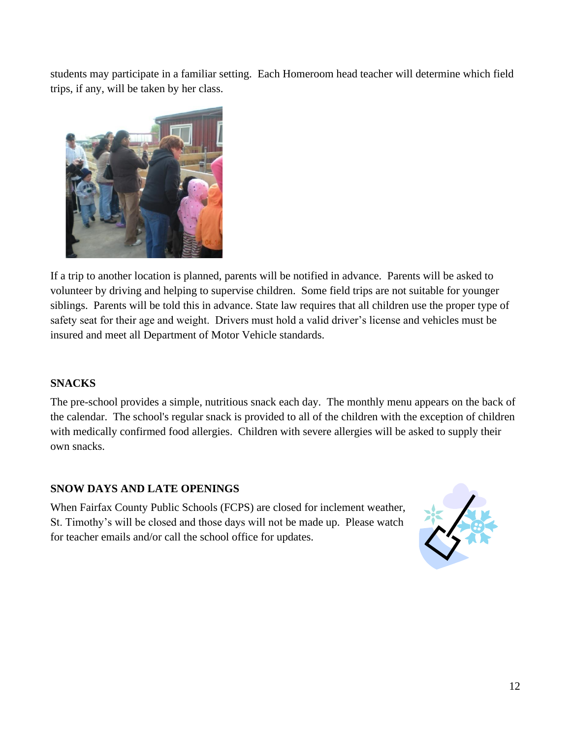students may participate in a familiar setting. Each Homeroom head teacher will determine which field trips, if any, will be taken by her class.

If a trip to another location is planned, parents will be notified in advance. Parents will be asked to volunteer by driving and helping to supervise children. Some field trips are not suitable for younger siblings. Parents will be told this in advance. State law requires that all children use the proper type of safety seat for their age and weight. Drivers must hold a valid driver's license and vehicles must be insured and meet all Department of Motor Vehicle standards.

### SNACKS

The pre-school provides a simple, nutritious snack each day. The monthly menu appears on the back of the calendar. The school's regular snack is provided to all of the children with the exception of children with medically confirmed food allergies. Children with severe allergies will be asked to supply their own snacks.

### SNOW DAYS AND LATE OPENINGS

When Fairfax County Public Schools (FCPS) are closed for inclement weather, St. Timothy's will be closed and those days will not be made up. Please watch for teacher emails and/or call the school office for updates.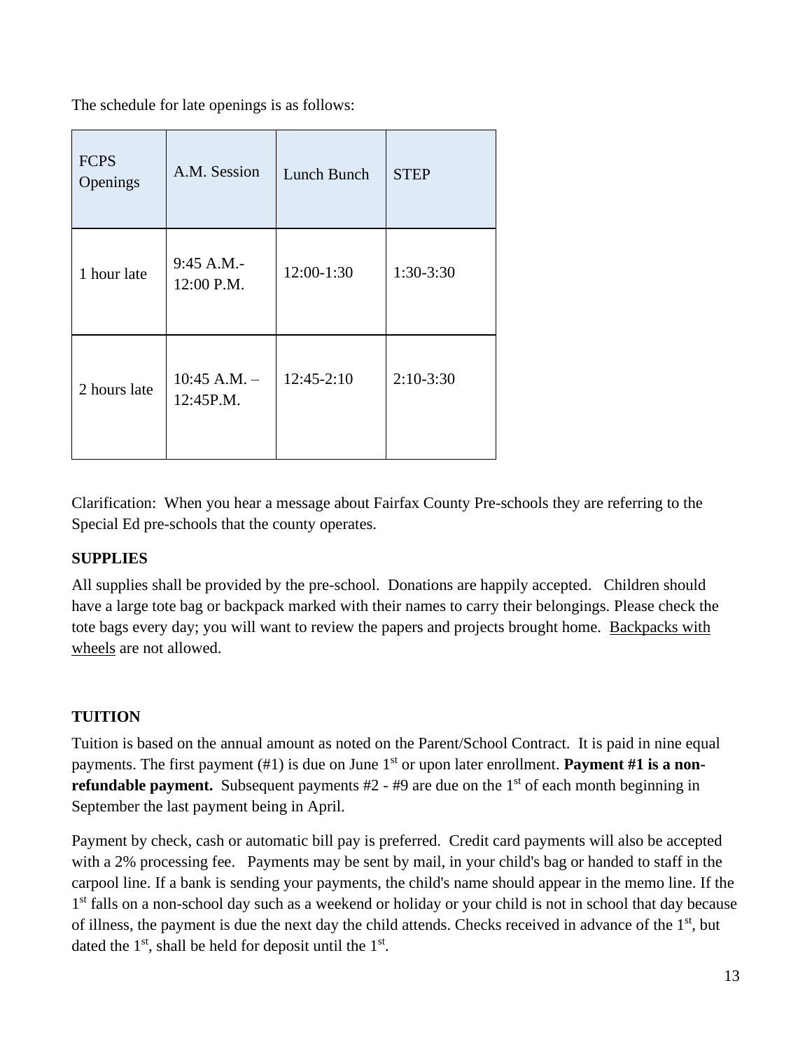The schedule for late openings is as follows:

| FCPS Openings | A.M. Session | Lunch Bunch | STEP |
|---|---|---|---|
| 1 hour late | 9:45 A.M.- 12:00 P.M. | 12:00-1:30 | 1:30-3:30 |
| 2 hours late | 10:45 A.M. – 12:45P.M. | 12:45-2:10 | 2:10-3:30 |

Clarification: When you hear a message about Fairfax County Pre-schools they are referring to the Special Ed pre-schools that the county operates.

**SUPPLIES**

All supplies shall be provided by the pre-school. Donations are happily accepted. Children should have a large tote bag or backpack marked with their names to carry their belongings. Please check the tote bags every day; you will want to review the papers and projects brought home. Backpacks with wheels are not allowed.

**TUITION**

Tuition is based on the annual amount as noted on the Parent/School Contract. It is paid in nine equal payments. The first payment (#1) is due on June 1st or upon later enrollment. **Payment #1 is a non-refundable payment.** Subsequent payments #2 - #9 are due on the 1st of each month beginning in September the last payment being in April.

Payment by check, cash or automatic bill pay is preferred. Credit card payments will also be accepted with a 2% processing fee. Payments may be sent by mail, in your child's bag or handed to staff in the carpool line. If a bank is sending your payments, the child's name should appear in the memo line. If the 1st falls on a non-school day such as a weekend or holiday or your child is not in school that day because of illness, the payment is due the next day the child attends. Checks received in advance of the 1st, but dated the 1st, shall be held for deposit until the 1st.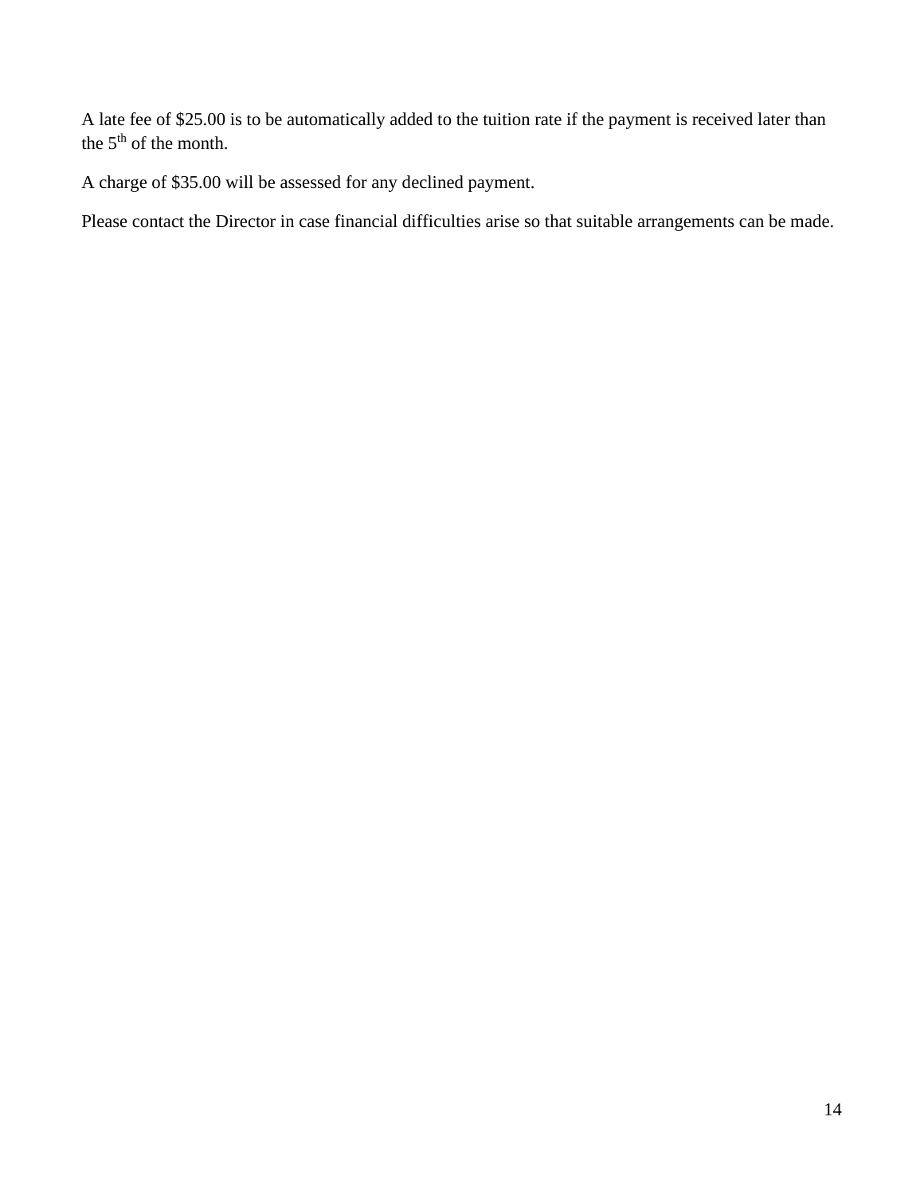A late fee of $25.00 is to be automatically added to the tuition rate if the payment is received later than the 5th of the month.

A charge of $35.00 will be assessed for any declined payment.

Please contact the Director in case financial difficulties arise so that suitable arrangements can be made.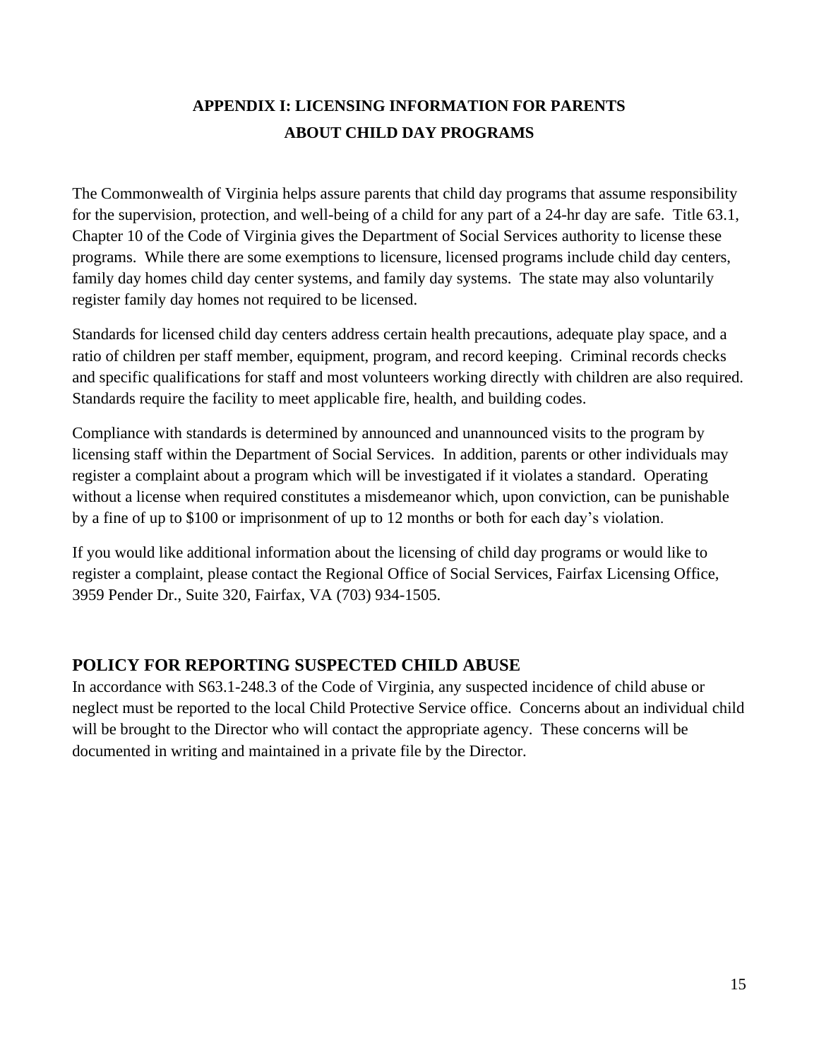## APPENDIX I: LICENSING INFORMATION FOR PARENTS ABOUT CHILD DAY PROGRAMS

The Commonwealth of Virginia helps assure parents that child day programs that assume responsibility for the supervision, protection, and well-being of a child for any part of a 24-hr day are safe. Title 63.1, Chapter 10 of the Code of Virginia gives the Department of Social Services authority to license these programs. While there are some exemptions to licensure, licensed programs include child day centers, family day homes child day center systems, and family day systems. The state may also voluntarily register family day homes not required to be licensed.

Standards for licensed child day centers address certain health precautions, adequate play space, and a ratio of children per staff member, equipment, program, and record keeping. Criminal records checks and specific qualifications for staff and most volunteers working directly with children are also required. Standards require the facility to meet applicable fire, health, and building codes.

Compliance with standards is determined by announced and unannounced visits to the program by licensing staff within the Department of Social Services. In addition, parents or other individuals may register a complaint about a program which will be investigated if it violates a standard. Operating without a license when required constitutes a misdemeanor which, upon conviction, can be punishable by a fine of up to $100 or imprisonment of up to 12 months or both for each day's violation.

If you would like additional information about the licensing of child day programs or would like to register a complaint, please contact the Regional Office of Social Services, Fairfax Licensing Office, 3959 Pender Dr., Suite 320, Fairfax, VA (703) 934-1505.

## POLICY FOR REPORTING SUSPECTED CHILD ABUSE

In accordance with S63.1-248.3 of the Code of Virginia, any suspected incidence of child abuse or neglect must be reported to the local Child Protective Service office. Concerns about an individual child will be brought to the Director who will contact the appropriate agency. These concerns will be documented in writing and maintained in a private file by the Director.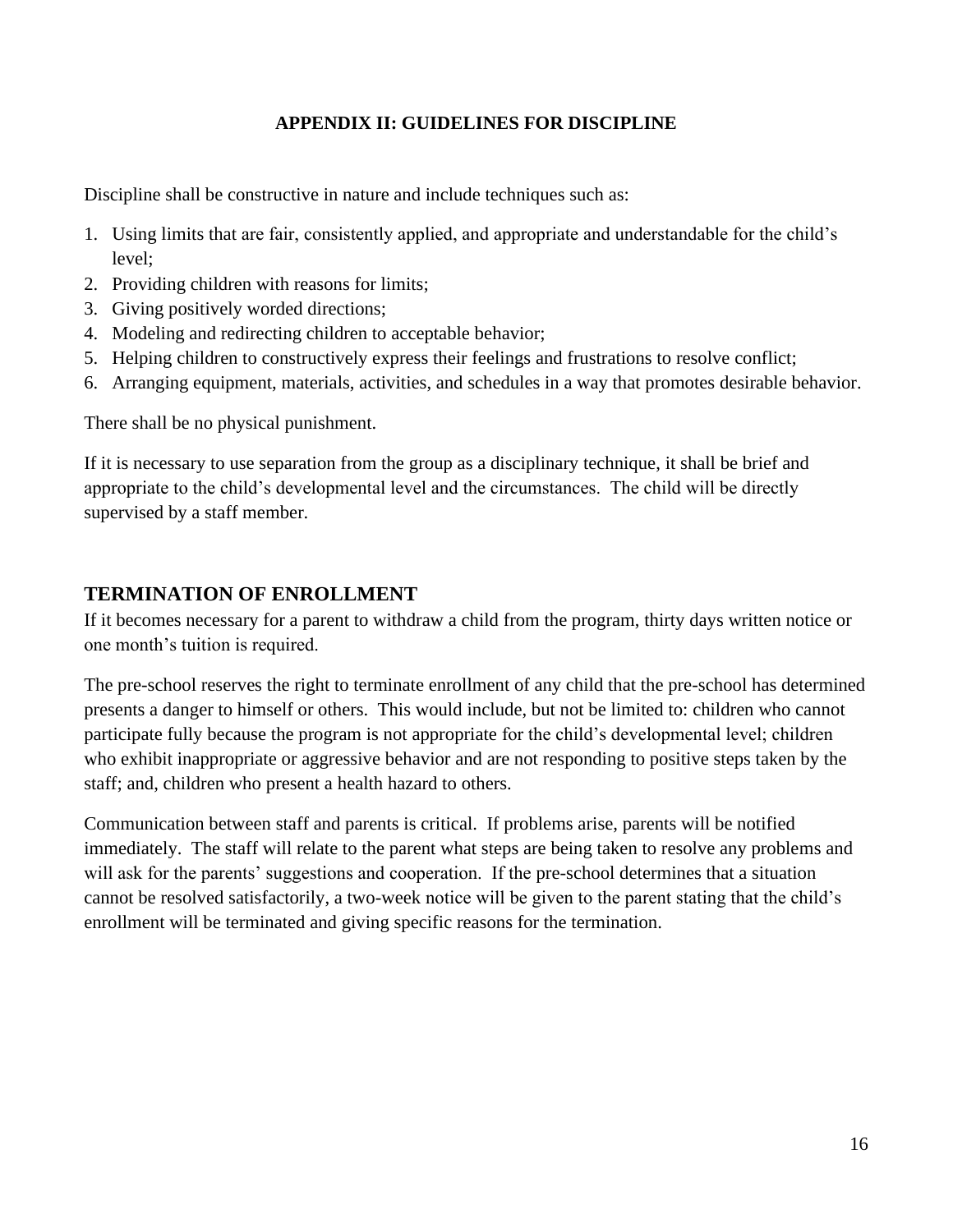## APPENDIX II: GUIDELINES FOR DISCIPLINE

Discipline shall be constructive in nature and include techniques such as:

1. Using limits that are fair, consistently applied, and appropriate and understandable for the child's level;
2. Providing children with reasons for limits;
3. Giving positively worded directions;
4. Modeling and redirecting children to acceptable behavior;
5. Helping children to constructively express their feelings and frustrations to resolve conflict;
6. Arranging equipment, materials, activities, and schedules in a way that promotes desirable behavior.

There shall be no physical punishment.

If it is necessary to use separation from the group as a disciplinary technique, it shall be brief and appropriate to the child's developmental level and the circumstances. The child will be directly supervised by a staff member.

## TERMINATION OF ENROLLMENT

If it becomes necessary for a parent to withdraw a child from the program, thirty days written notice or one month's tuition is required.

The pre-school reserves the right to terminate enrollment of any child that the pre-school has determined presents a danger to himself or others. This would include, but not be limited to: children who cannot participate fully because the program is not appropriate for the child's developmental level; children who exhibit inappropriate or aggressive behavior and are not responding to positive steps taken by the staff; and, children who present a health hazard to others.

Communication between staff and parents is critical. If problems arise, parents will be notified immediately. The staff will relate to the parent what steps are being taken to resolve any problems and will ask for the parents' suggestions and cooperation. If the pre-school determines that a situation cannot be resolved satisfactorily, a two-week notice will be given to the parent stating that the child's enrollment will be terminated and giving specific reasons for the termination.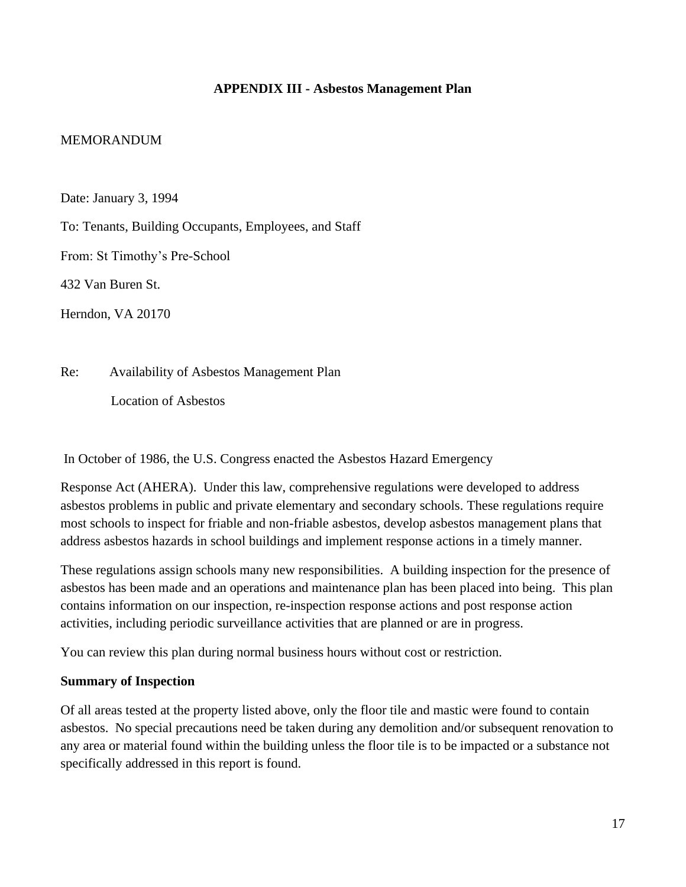## APPENDIX III - Asbestos Management Plan

MEMORANDUM

Date: January 3, 1994

To: Tenants, Building Occupants, Employees, and Staff

From: St Timothy's Pre-School

432 Van Buren St.

Herndon, VA 20170

Re: Availability of Asbestos Management Plan

Location of Asbestos

In October of 1986, the U.S. Congress enacted the Asbestos Hazard Emergency Response Act (AHERA). Under this law, comprehensive regulations were developed to address asbestos problems in public and private elementary and secondary schools. These regulations require most schools to inspect for friable and non-friable asbestos, develop asbestos management plans that address asbestos hazards in school buildings and implement response actions in a timely manner.

These regulations assign schools many new responsibilities. A building inspection for the presence of asbestos has been made and an operations and maintenance plan has been placed into being. This plan contains information on our inspection, re-inspection response actions and post response action activities, including periodic surveillance activities that are planned or are in progress.

You can review this plan during normal business hours without cost or restriction.

**Summary of Inspection**

Of all areas tested at the property listed above, only the floor tile and mastic were found to contain asbestos. No special precautions need be taken during any demolition and/or subsequent renovation to any area or material found within the building unless the floor tile is to be impacted or a substance not specifically addressed in this report is found.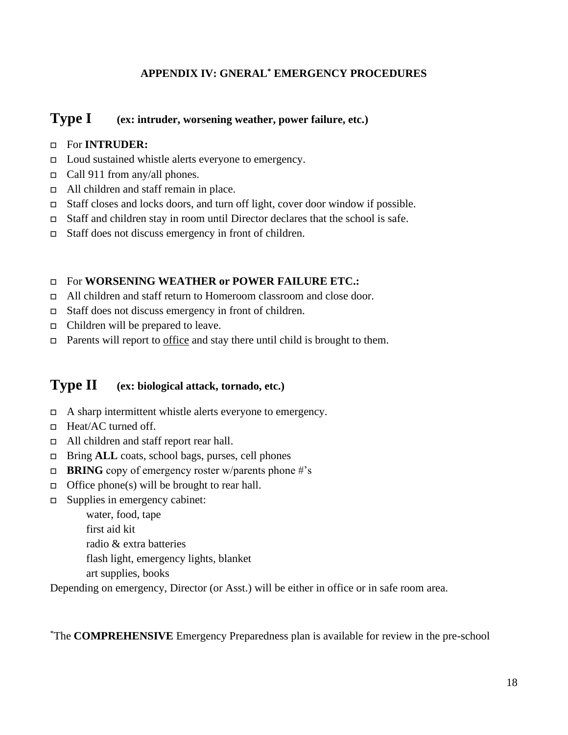# APPENDIX IV: GNERAL* EMERGENCY PROCEDURES

## Type I (ex: intruder, worsening weather, power failure, etc.)

- For **INTRUDER:**
- Loud sustained whistle alerts everyone to emergency.
- Call 911 from any/all phones.
- All children and staff remain in place.
- Staff closes and locks doors, and turn off light, cover door window if possible.
- Staff and children stay in room until Director declares that the school is safe.
- Staff does not discuss emergency in front of children.

- For **WORSENING WEATHER or POWER FAILURE ETC.:**
- All children and staff return to Homeroom classroom and close door.
- Staff does not discuss emergency in front of children.
- Children will be prepared to leave.
- Parents will report to <u>office</u> and stay there until child is brought to them.

## Type II (ex: biological attack, tornado, etc.)

- A sharp intermittent whistle alerts everyone to emergency.
- Heat/AC turned off.
- All children and staff report rear hall.
- Bring **ALL** coats, school bags, purses, cell phones
- **BRING** copy of emergency roster w/parents phone #'s
- Office phone(s) will be brought to rear hall.
- Supplies in emergency cabinet:
  - water, food, tape
  - first aid kit
  - radio & extra batteries
  - flash light, emergency lights, blanket
  - art supplies, books

Depending on emergency, Director (or Asst.) will be either in office or in safe room area.

*The **COMPREHENSIVE** Emergency Preparedness plan is available for review in the pre-school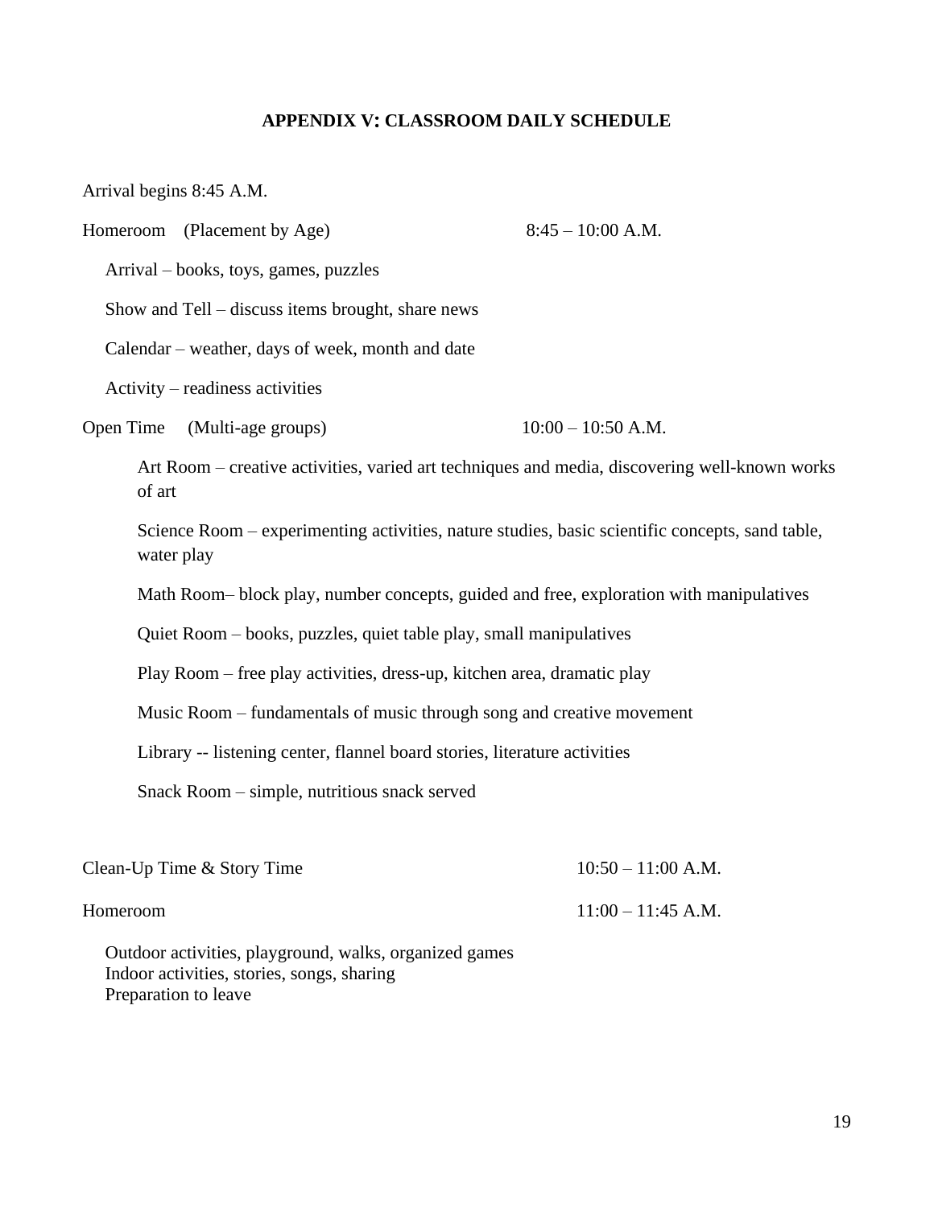## APPENDIX V: CLASSROOM DAILY SCHEDULE

Arrival begins 8:45 A.M.

Homeroom (Placement by Age) 8:45 – 10:00 A.M.

- Arrival – books, toys, games, puzzles
- Show and Tell – discuss items brought, share news
- Calendar – weather, days of week, month and date
- Activity – readiness activities

Open Time (Multi-age groups) 10:00 – 10:50 A.M.

- Art Room – creative activities, varied art techniques and media, discovering well-known works of art
- Science Room – experimenting activities, nature studies, basic scientific concepts, sand table, water play
- Math Room– block play, number concepts, guided and free, exploration with manipulatives
- Quiet Room – books, puzzles, quiet table play, small manipulatives
- Play Room – free play activities, dress-up, kitchen area, dramatic play
- Music Room – fundamentals of music through song and creative movement
- Library -- listening center, flannel board stories, literature activities
- Snack Room – simple, nutritious snack served

Clean-Up Time & Story Time 10:50 – 11:00 A.M.

Homeroom 11:00 – 11:45 A.M.

- Outdoor activities, playground, walks, organized games
- Indoor activities, stories, songs, sharing
- Preparation to leave